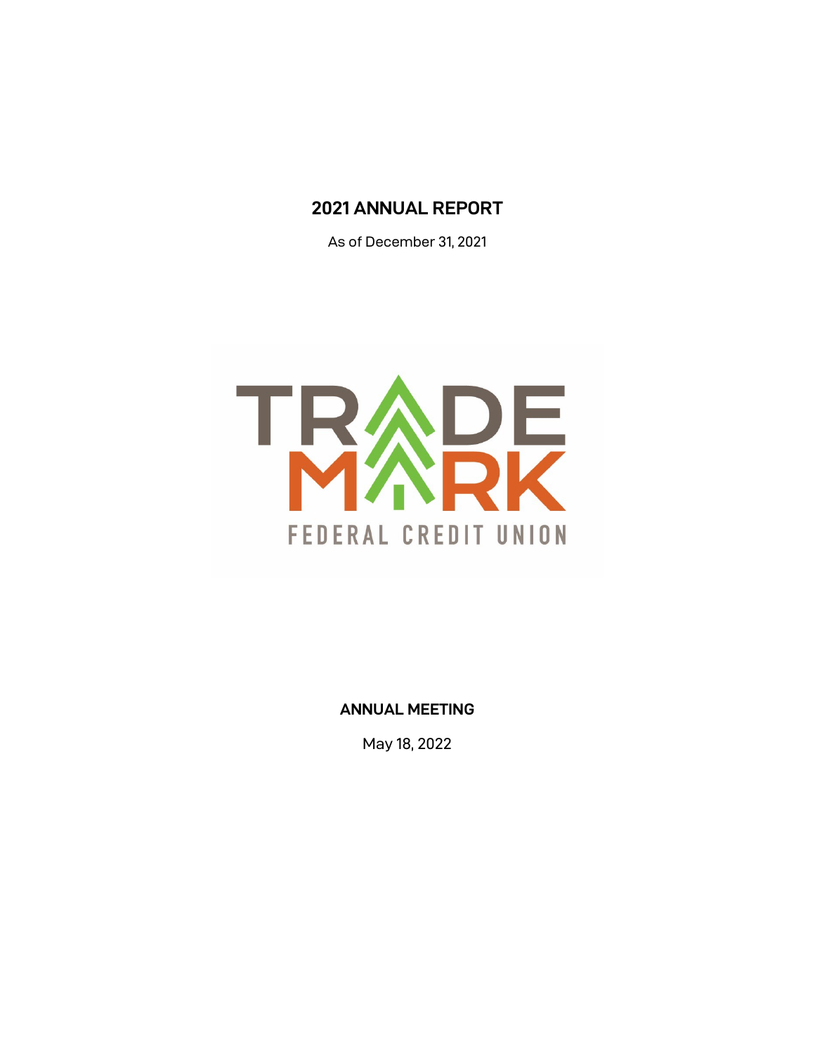# 2021 ANNUAL REPORT

As of December 31, 2021

TRADE MARK

FEDERAL CREDIT UNION

**ANNUAL MEETING**

May 18, 2022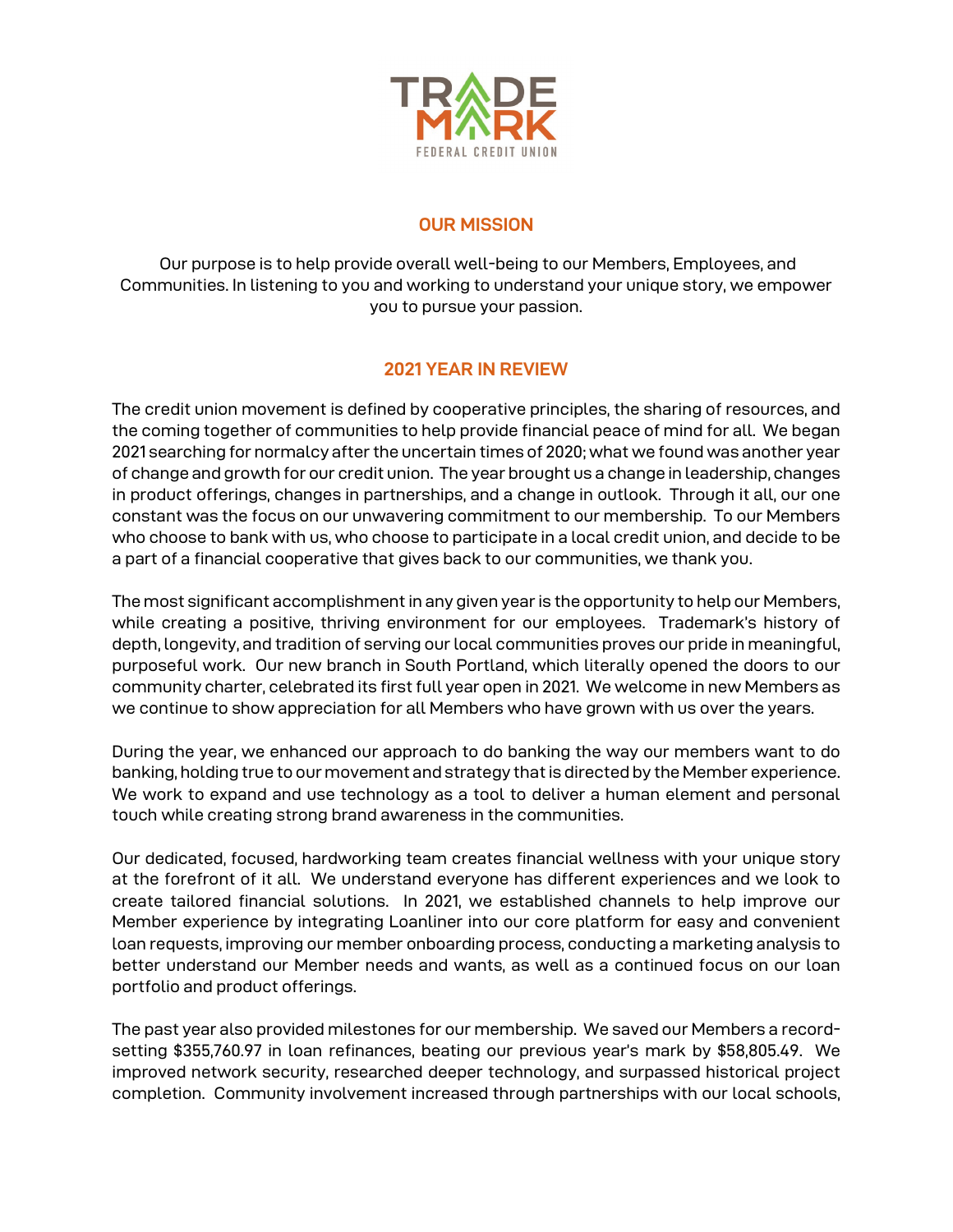# TRADEMARK FEDERAL CREDIT UNION

## OUR MISSION

Our purpose is to help provide overall well-being to our Members, Employees, and Communities. In listening to you and working to understand your unique story, we empower you to pursue your passion.

## 2021 YEAR IN REVIEW

The credit union movement is defined by cooperative principles, the sharing of resources, and the coming together of communities to help provide financial peace of mind for all. We began 2021 searching for normalcy after the uncertain times of 2020; what we found was another year of change and growth for our credit union. The year brought us a change in leadership, changes in product offerings, changes in partnerships, and a change in outlook. Through it all, our one constant was the focus on our unwavering commitment to our membership. To our Members who choose to bank with us, who choose to participate in a local credit union, and decide to be a part of a financial cooperative that gives back to our communities, we thank you.

The most significant accomplishment in any given year is the opportunity to help our Members, while creating a positive, thriving environment for our employees. Trademark's history of depth, longevity, and tradition of serving our local communities proves our pride in meaningful, purposeful work. Our new branch in South Portland, which literally opened the doors to our community charter, celebrated its first full year open in 2021. We welcome in new Members as we continue to show appreciation for all Members who have grown with us over the years.

During the year, we enhanced our approach to do banking the way our members want to do banking, holding true to our movement and strategy that is directed by the Member experience. We work to expand and use technology as a tool to deliver a human element and personal touch while creating strong brand awareness in the communities.

Our dedicated, focused, hardworking team creates financial wellness with your unique story at the forefront of it all. We understand everyone has different experiences and we look to create tailored financial solutions. In 2021, we established channels to help improve our Member experience by integrating Loanliner into our core platform for easy and convenient loan requests, improving our member onboarding process, conducting a marketing analysis to better understand our Member needs and wants, as well as a continued focus on our loan portfolio and product offerings.

The past year also provided milestones for our membership. We saved our Members a record-setting $355,760.97 in loan refinances, beating our previous year's mark by $58,805.49. We improved network security, researched deeper technology, and surpassed historical project completion. Community involvement increased through partnerships with our local schools,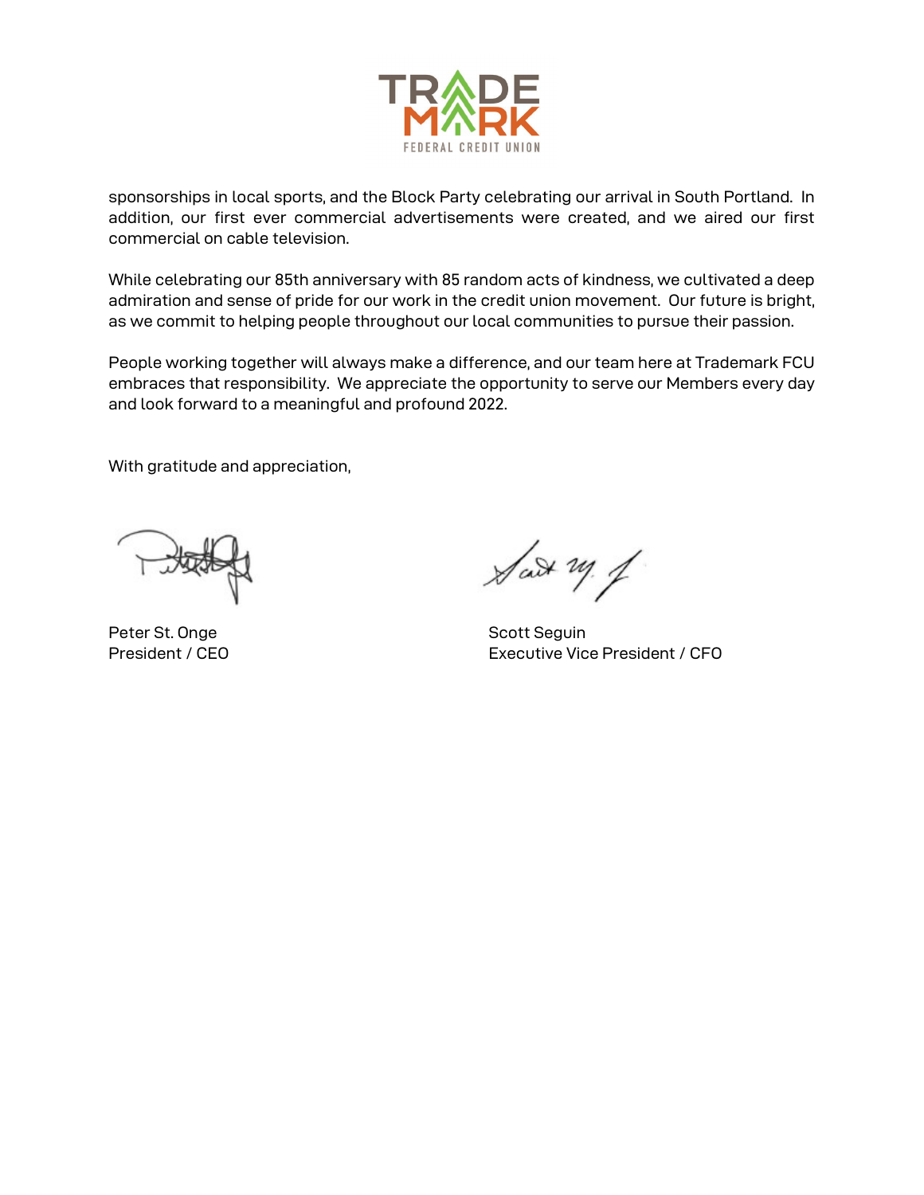sponsorships in local sports, and the Block Party celebrating our arrival in South Portland. In addition, our first ever commercial advertisements were created, and we aired our first commercial on cable television.

While celebrating our 85th anniversary with 85 random acts of kindness, we cultivated a deep admiration and sense of pride for our work in the credit union movement. Our future is bright, as we commit to helping people throughout our local communities to pursue their passion.

People working together will always make a difference, and our team here at Trademark FCU embraces that responsibility. We appreciate the opportunity to serve our Members every day and look forward to a meaningful and profound 2022.

With gratitude and appreciation,

Peter St. Onge
President / CEO

Scott Seguin
Executive Vice President / CFO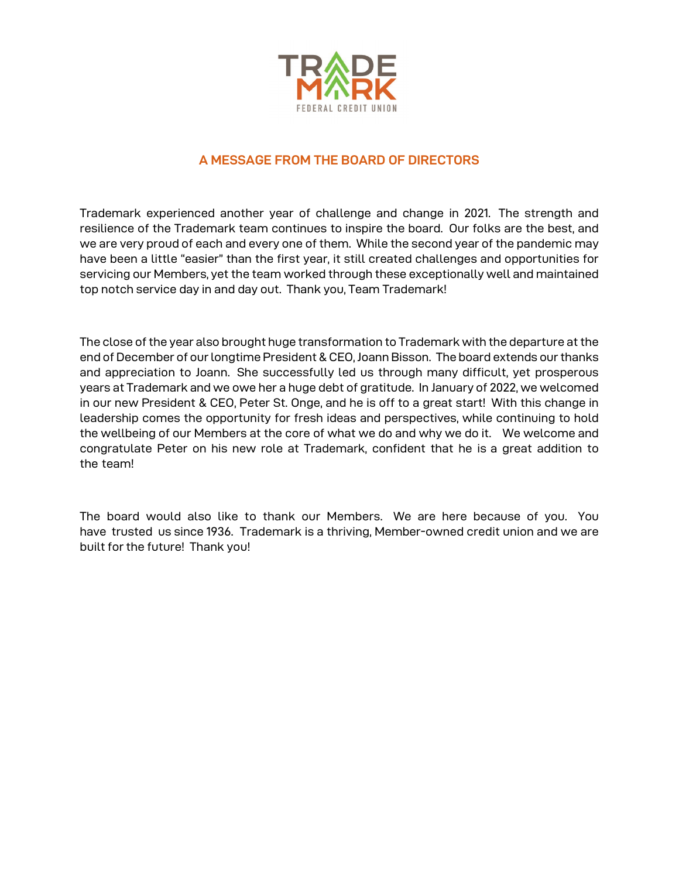TRADEMARK
FEDERAL CREDIT UNION

## A MESSAGE FROM THE BOARD OF DIRECTORS

Trademark experienced another year of challenge and change in 2021. The strength and resilience of the Trademark team continues to inspire the board. Our folks are the best, and we are very proud of each and every one of them. While the second year of the pandemic may have been a little "easier" than the first year, it still created challenges and opportunities for servicing our Members, yet the team worked through these exceptionally well and maintained top notch service day in and day out. Thank you, Team Trademark!

The close of the year also brought huge transformation to Trademark with the departure at the end of December of our longtime President & CEO, Joann Bisson. The board extends our thanks and appreciation to Joann. She successfully led us through many difficult, yet prosperous years at Trademark and we owe her a huge debt of gratitude. In January of 2022, we welcomed in our new President & CEO, Peter St. Onge, and he is off to a great start! With this change in leadership comes the opportunity for fresh ideas and perspectives, while continuing to hold the wellbeing of our Members at the core of what we do and why we do it. We welcome and congratulate Peter on his new role at Trademark, confident that he is a great addition to the team!

The board would also like to thank our Members. We are here because of you. You have trusted us since 1936. Trademark is a thriving, Member-owned credit union and we are built for the future! Thank you!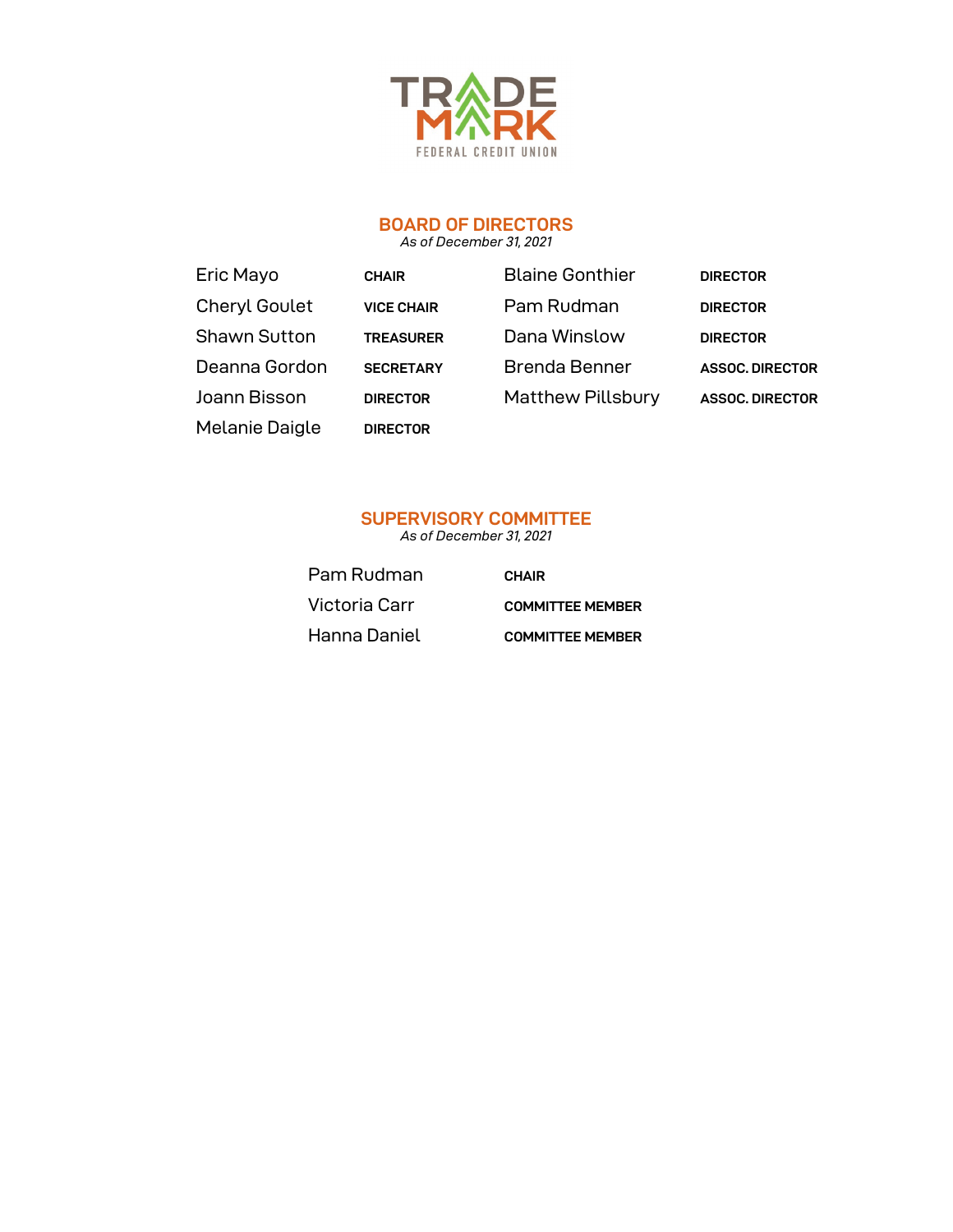TRADEMARK FEDERAL CREDIT UNION

## BOARD OF DIRECTORS

*As of December 31, 2021*

| Name | Title |
| --- | --- |
| Eric Mayo | **CHAIR** |
| Cheryl Goulet | **VICE CHAIR** |
| Shawn Sutton | **TREASURER** |
| Deanna Gordon | **SECRETARY** |
| Joann Bisson | **DIRECTOR** |
| Melanie Daigle | **DIRECTOR** |
| Blaine Gonthier | **DIRECTOR** |
| Pam Rudman | **DIRECTOR** |
| Dana Winslow | **DIRECTOR** |
| Brenda Benner | **ASSOC. DIRECTOR** |
| Matthew Pillsbury | **ASSOC. DIRECTOR** |

## SUPERVISORY COMMITTEE

*As of December 31, 2021*

| Name | Title |
| --- | --- |
| Pam Rudman | **CHAIR** |
| Victoria Carr | **COMMITTEE MEMBER** |
| Hanna Daniel | **COMMITTEE MEMBER** |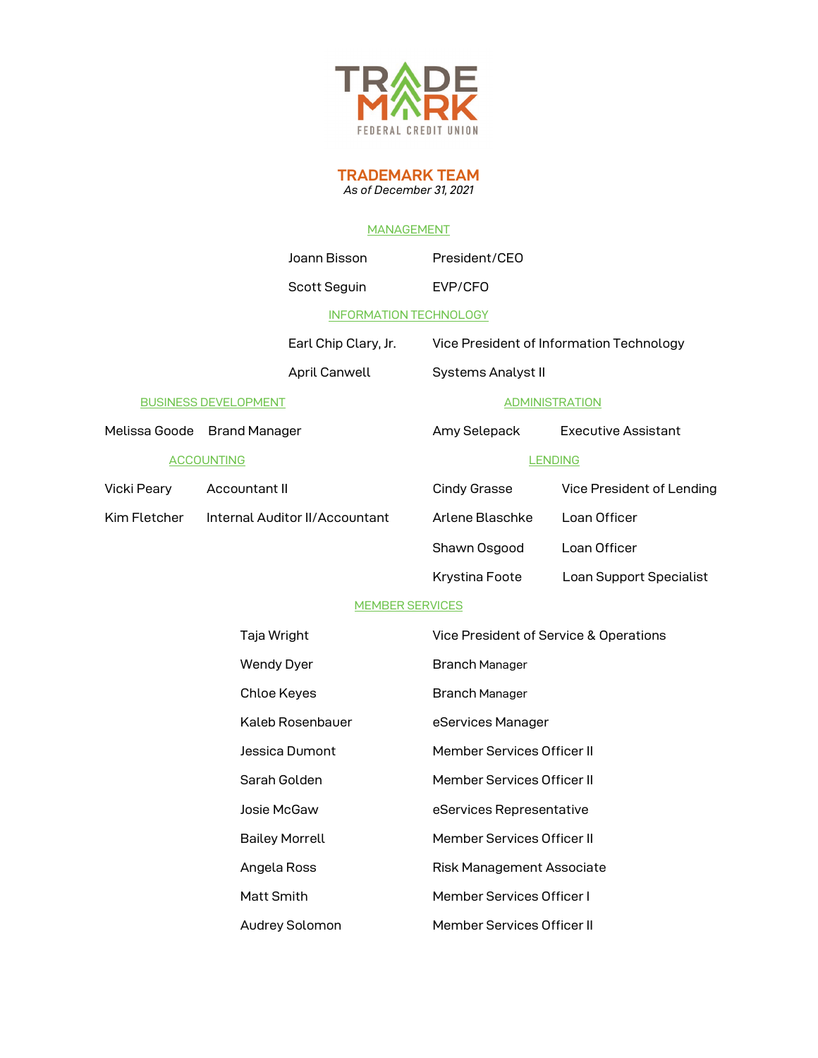TRADEMARK
FEDERAL CREDIT UNION

# TRADEMARK TEAM

*As of December 31, 2021*

## MANAGEMENT

| Name | Title |
|---|---|
| Joann Bisson | President/CEO |
| Scott Seguin | EVP/CFO |

## INFORMATION TECHNOLOGY

| Name | Title |
|---|---|
| Earl Chip Clary, Jr. | Vice President of Information Technology |
| April Canwell | Systems Analyst II |

## BUSINESS DEVELOPMENT

| Name | Title |
|---|---|
| Melissa Goode | Brand Manager |

## ACCOUNTING

| Name | Title |
|---|---|
| Vicki Peary | Accountant II |
| Kim Fletcher | Internal Auditor II/Accountant |

## ADMINISTRATION

| Name | Title |
|---|---|
| Amy Selepack | Executive Assistant |

## LENDING

| Name | Title |
|---|---|
| Cindy Grasse | Vice President of Lending |
| Arlene Blaschke | Loan Officer |
| Shawn Osgood | Loan Officer |
| Krystina Foote | Loan Support Specialist |

## MEMBER SERVICES

| Name | Title |
|---|---|
| Taja Wright | Vice President of Service & Operations |
| Wendy Dyer | Branch Manager |
| Chloe Keyes | Branch Manager |
| Kaleb Rosenbauer | eServices Manager |
| Jessica Dumont | Member Services Officer II |
| Sarah Golden | Member Services Officer II |
| Josie McGaw | eServices Representative |
| Bailey Morrell | Member Services Officer II |
| Angela Ross | Risk Management Associate |
| Matt Smith | Member Services Officer I |
| Audrey Solomon | Member Services Officer II |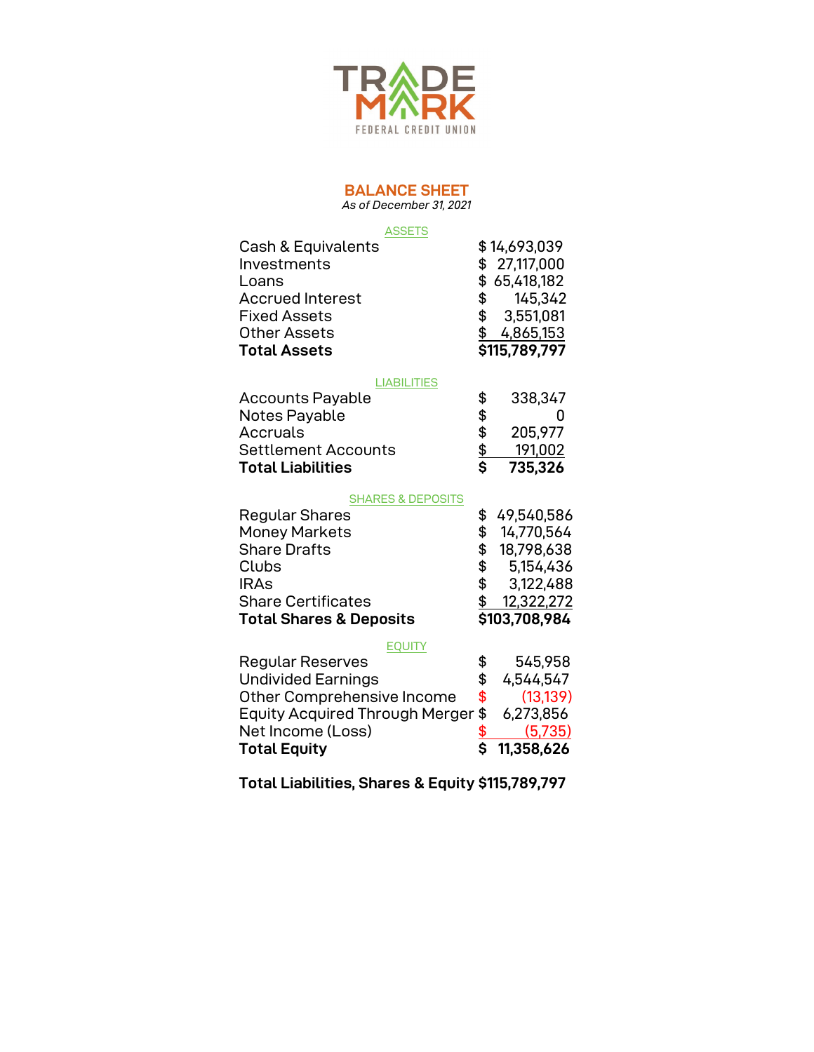TRADE MARK
FEDERAL CREDIT UNION

# BALANCE SHEET

*As of December 31, 2021*

| ASSETS | |
|---|---|
| Cash & Equivalents | $ 14,693,039 |
| Investments | $ 27,117,000 |
| Loans | $ 65,418,182 |
| Accrued Interest | $ 145,342 |
| Fixed Assets | $ 3,551,081 |
| Other Assets | $ 4,865,153 |
| **Total Assets** | **$115,789,797** |

| LIABILITIES | |
|---|---|
| Accounts Payable | $ 338,347 |
| Notes Payable | $ 0 |
| Accruals | $ 205,977 |
| Settlement Accounts | $ 191,002 |
| **Total Liabilities** | **$ 735,326** |

| SHARES & DEPOSITS | |
|---|---|
| Regular Shares | $ 49,540,586 |
| Money Markets | $ 14,770,564 |
| Share Drafts | $ 18,798,638 |
| Clubs | $ 5,154,436 |
| IRAs | $ 3,122,488 |
| Share Certificates | $ 12,322,272 |
| **Total Shares & Deposits** | **$103,708,984** |

| EQUITY | |
|---|---|
| Regular Reserves | $ 545,958 |
| Undivided Earnings | $ 4,544,547 |
| Other Comprehensive Income | $ (13,139) |
| Equity Acquired Through Merger | $ 6,273,856 |
| Net Income (Loss) | $ (5,735) |
| **Total Equity** | **$ 11,358,626** |

**Total Liabilities, Shares & Equity $115,789,797**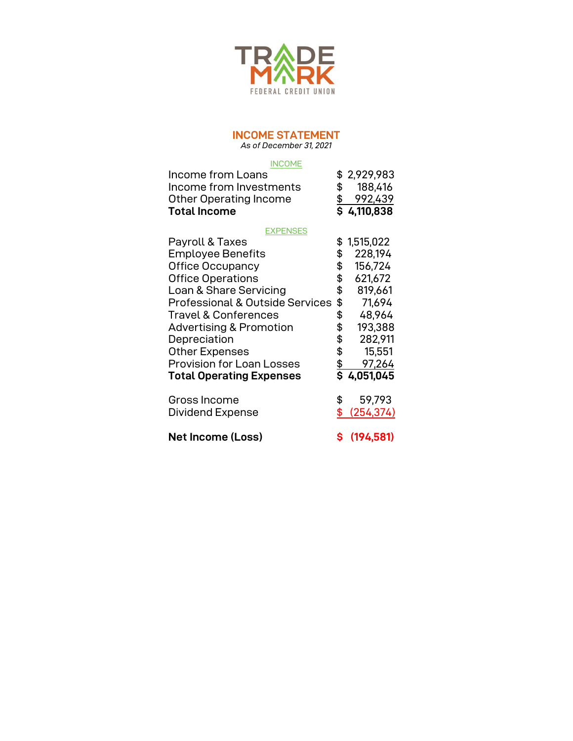TRADEMARK FEDERAL CREDIT UNION

## INCOME STATEMENT

*As of December 31, 2021*

| INCOME | |
|---|---|
| Income from Loans | $ 2,929,983 |
| Income from Investments | $ 188,416 |
| Other Operating Income | $ 992,439 |
| **Total Income** | **$ 4,110,838** |

| EXPENSES | |
|---|---|
| Payroll & Taxes | $ 1,515,022 |
| Employee Benefits | $ 228,194 |
| Office Occupancy | $ 156,724 |
| Office Operations | $ 621,672 |
| Loan & Share Servicing | $ 819,661 |
| Professional & Outside Services | $ 71,694 |
| Travel & Conferences | $ 48,964 |
| Advertising & Promotion | $ 193,388 |
| Depreciation | $ 282,911 |
| Other Expenses | $ 15,551 |
| Provision for Loan Losses | $ 97,264 |
| **Total Operating Expenses** | **$ 4,051,045** |

| | |
|---|---|
| Gross Income | $ 59,793 |
| Dividend Expense | $ (254,374) |
| **Net Income (Loss)** | **$ (194,581)** |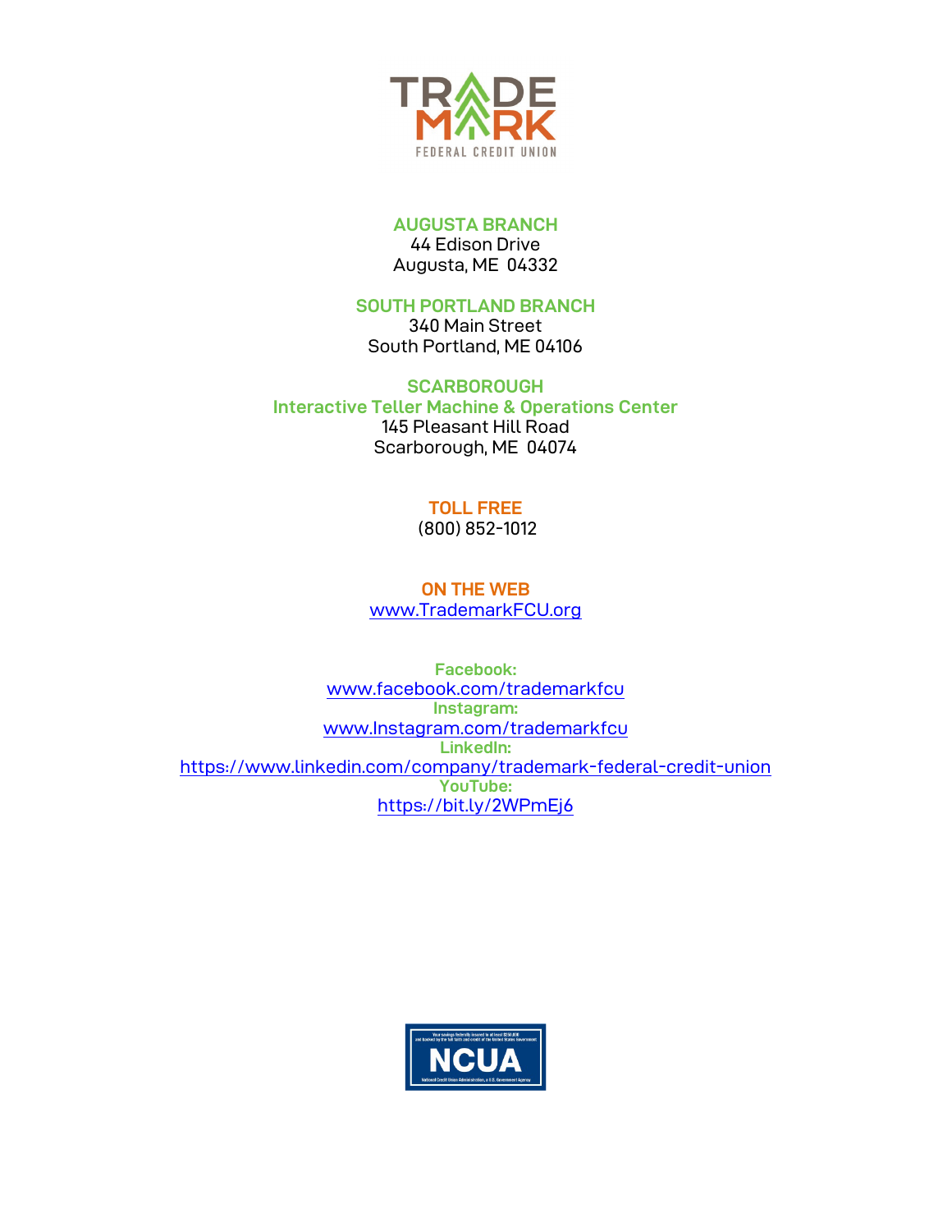TRADEMARK FEDERAL CREDIT UNION

**AUGUSTA BRANCH**
44 Edison Drive
Augusta, ME 04332

**SOUTH PORTLAND BRANCH**
340 Main Street
South Portland, ME 04106

**SCARBOROUGH**
**Interactive Teller Machine & Operations Center**
145 Pleasant Hill Road
Scarborough, ME 04074

**TOLL FREE**
(800) 852-1012

**ON THE WEB**
www.TrademarkFCU.org

**Facebook:**
www.facebook.com/trademarkfcu
**Instagram:**
www.Instagram.com/trademarkfcu
**LinkedIn:**
https://www.linkedin.com/company/trademark-federal-credit-union
**YouTube:**
https://bit.ly/2WPmEj6

Your savings federally insured to at least $250,000 and backed by the full faith and credit of the United States Government
NCUA
National Credit Union Administration, a U.S. Government Agency